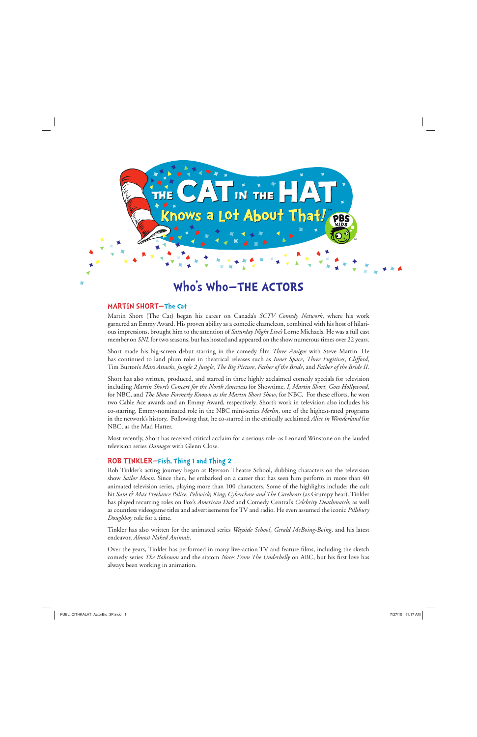# THE CAT IN THE HAT Knows a Lot About That!™

## Who's Who—THE ACTORS

### MARTIN SHORT—The Cat

Martin Short (The Cat) began his career on Canada's *SCTV Comedy Network*, where his work garnered an Emmy Award. His proven ability as a comedic chameleon, combined with his host of hilarious impressions, brought him to the attention of *Saturday Night Live's* Lorne Michaels. He was a full cast member on *SNL* for two seasons, but has hosted and appeared on the show numerous times over 22 years.

Short made his big-screen debut starring in the comedy film *Three Amigos* with Steve Martin. He has continued to land plum roles in theatrical releases such as *Inner Space*, *Three Fugitives*, *Clifford*, Tim Burton's *Mars Attacks*, *Jungle 2 Jungle*, *The Big Picture*, *Father of the Bride*, and *Father of the Bride II*.

Short has also written, produced, and starred in three highly acclaimed comedy specials for television including *Martin Short's Concert for the North Americas* for Showtime, *I, Martin Short, Goes Hollywood*, for NBC, and *The Show Formerly Known as the Martin Short Show*, for NBC. For these efforts, he won two Cable Ace awards and an Emmy Award, respectively. Short's work in television also includes his co-starring, Emmy-nominated role in the NBC mini-series *Merlin*, one of the highest-rated programs in the network's history. Following that, he co-starred in the critically acclaimed *Alice in Wonderland* for NBC, as the Mad Hatter.

Most recently, Short has received critical acclaim for a serious role–as Leonard Winstone on the lauded television series *Damages* with Glenn Close.

### ROB TINKLER—Fish, Thing 1 and Thing 2

Rob Tinkler's acting journey began at Ryerson Theatre School, dubbing characters on the television show *Sailor Moon*. Since then, he embarked on a career that has seen him perform in more than 40 animated television series, playing more than 100 characters. Some of the highlights include: the cult hit *Sam & Max Freelance Police*; *Pelswick*; *King*; *Cyberchase and The Carebears* (as Grumpy bear). Tinkler has played recurring roles on Fox's *American Dad* and Comedy Central's *Celebrity Deathmatch*, as well as countless videogame titles and advertisements for TV and radio. He even assumed the iconic *Pillsbury Doughboy* role for a time.

Tinkler has also written for the animated series *Wayside School*, *Gerald McBoing-Boing*, and his latest endeavor, *Almost Naked Animals*.

Over the years, Tinkler has performed in many live-action TV and feature films, including the sketch comedy series *The Bobroom* and the sitcom *Notes From The Underbelly* on ABC, but his first love has always been working in animation.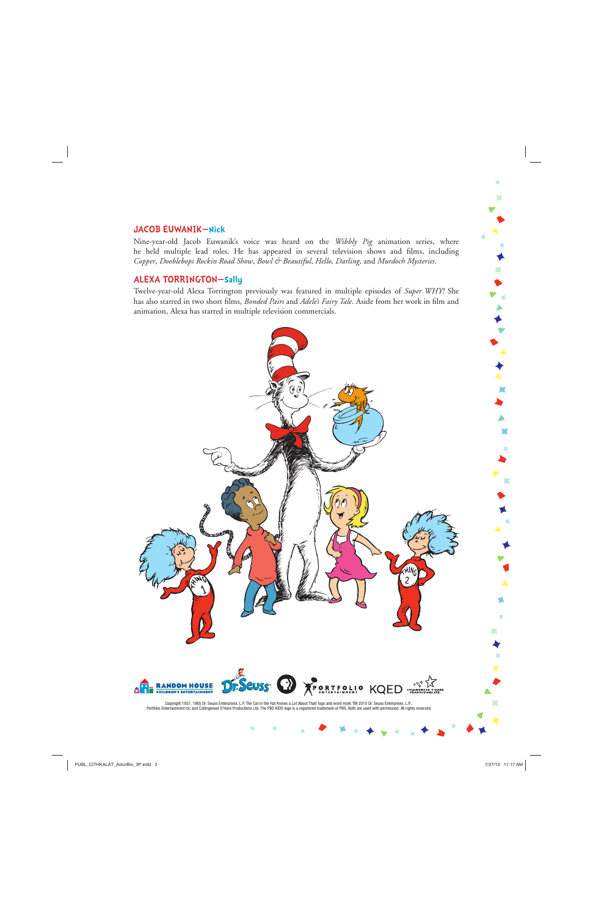## JACOB EUWANIK—Nick

Nine-year-old Jacob Euwanik's voice was heard on the *Wibbly Pig* animation series, where he held multiple lead roles. He has appeared in several television shows and films, including *Copper*, *Dooblebops Rockin Road Show*, *Bowl & Beautiful*, *Hello, Darling*, and *Murdoch Mysteries*.

## ALEXA TORRINGTON—Sally

Twelve-year-old Alexa Torrington previously was featured in multiple episodes of *Super WHY!* She has also starred in two short films, *Bonded Pairs* and *Adele's Fairy Tale*. Aside from her work in film and animation, Alexa has starred in multiple television commercials.

Copyright 1957, 1985 Dr. Seuss Enterprises, L.P. The Cat in the Hat Knows a Lot About That! logo and word mark TM 2010 Dr. Seuss Enterprises, L.P., Portfolio Entertainment Inc and Collingwood O'Hare Productions Ltd. The PBS KIDS logo is a registered trademark of PBS. Both are used with permission. All rights reserved.